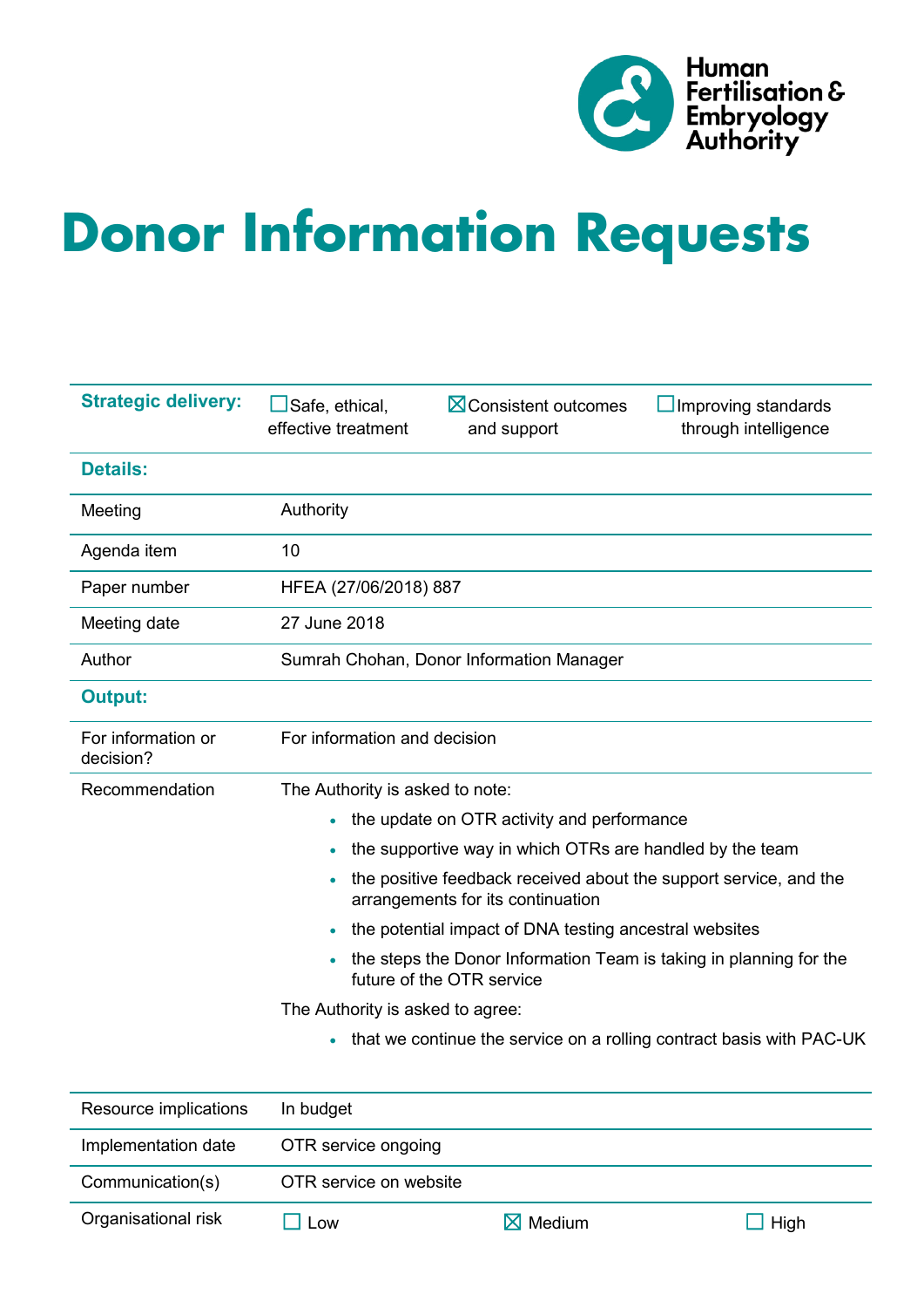Human Fertilisation & Embryology Authority

# Donor Information Requests

| Strategic delivery: | ☐ Safe, ethical, effective treatment | ☒ Consistent outcomes and support | ☐ Improving standards through intelligence |
|---|---|---|---|
| **Details:** | | | |
| Meeting | Authority | | |
| Agenda item | 10 | | |
| Paper number | HFEA (27/06/2018) 887 | | |
| Meeting date | 27 June 2018 | | |
| Author | Sumrah Chohan, Donor Information Manager | | |
| **Output:** | | | |
| For information or decision? | For information and decision | | |
| Recommendation | The Authority is asked to note:<br>• the update on OTR activity and performance<br>• the supportive way in which OTRs are handled by the team<br>• the positive feedback received about the support service, and the arrangements for its continuation<br>• the potential impact of DNA testing ancestral websites<br>• the steps the Donor Information Team is taking in planning for the future of the OTR service<br>The Authority is asked to agree:<br>• that we continue the service on a rolling contract basis with PAC-UK | | |
| Resource implications | In budget | | |
| Implementation date | OTR service ongoing | | |
| Communication(s) | OTR service on website | | |
| Organisational risk | ☐ Low | ☒ Medium | ☐ High |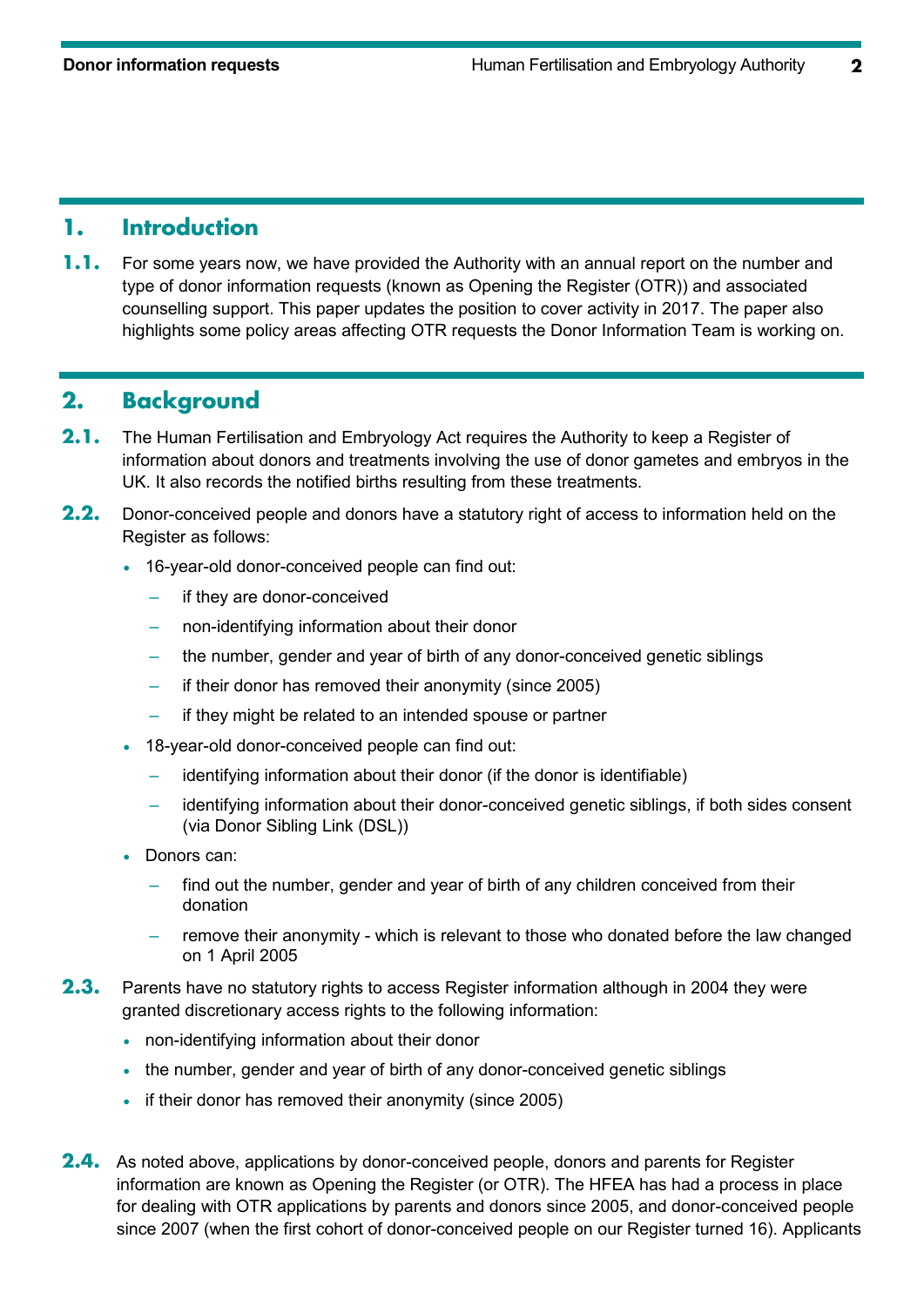## 1. Introduction

**1.1.** For some years now, we have provided the Authority with an annual report on the number and type of donor information requests (known as Opening the Register (OTR)) and associated counselling support. This paper updates the position to cover activity in 2017. The paper also highlights some policy areas affecting OTR requests the Donor Information Team is working on.

## 2. Background

**2.1.** The Human Fertilisation and Embryology Act requires the Authority to keep a Register of information about donors and treatments involving the use of donor gametes and embryos in the UK. It also records the notified births resulting from these treatments.

**2.2.** Donor-conceived people and donors have a statutory right of access to information held on the Register as follows:

- 16-year-old donor-conceived people can find out:
  - if they are donor-conceived
  - non-identifying information about their donor
  - the number, gender and year of birth of any donor-conceived genetic siblings
  - if their donor has removed their anonymity (since 2005)
  - if they might be related to an intended spouse or partner
- 18-year-old donor-conceived people can find out:
  - identifying information about their donor (if the donor is identifiable)
  - identifying information about their donor-conceived genetic siblings, if both sides consent (via Donor Sibling Link (DSL))
- Donors can:
  - find out the number, gender and year of birth of any children conceived from their donation
  - remove their anonymity - which is relevant to those who donated before the law changed on 1 April 2005

**2.3.** Parents have no statutory rights to access Register information although in 2004 they were granted discretionary access rights to the following information:

- non-identifying information about their donor
- the number, gender and year of birth of any donor-conceived genetic siblings
- if their donor has removed their anonymity (since 2005)

**2.4.** As noted above, applications by donor-conceived people, donors and parents for Register information are known as Opening the Register (or OTR). The HFEA has had a process in place for dealing with OTR applications by parents and donors since 2005, and donor-conceived people since 2007 (when the first cohort of donor-conceived people on our Register turned 16). Applicants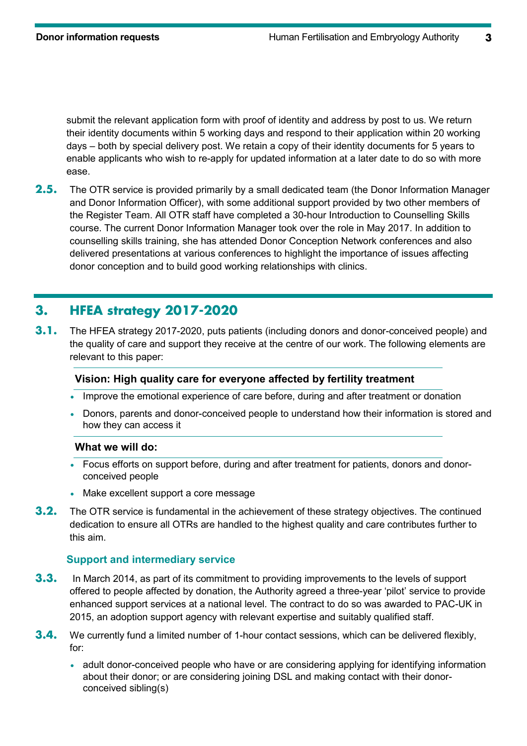submit the relevant application form with proof of identity and address by post to us. We return their identity documents within 5 working days and respond to their application within 20 working days – both by special delivery post. We retain a copy of their identity documents for 5 years to enable applicants who wish to re-apply for updated information at a later date to do so with more ease.

**2.5.** The OTR service is provided primarily by a small dedicated team (the Donor Information Manager and Donor Information Officer), with some additional support provided by two other members of the Register Team. All OTR staff have completed a 30-hour Introduction to Counselling Skills course. The current Donor Information Manager took over the role in May 2017. In addition to counselling skills training, she has attended Donor Conception Network conferences and also delivered presentations at various conferences to highlight the importance of issues affecting donor conception and to build good working relationships with clinics.

## 3. HFEA strategy 2017-2020

**3.1.** The HFEA strategy 2017-2020, puts patients (including donors and donor-conceived people) and the quality of care and support they receive at the centre of our work. The following elements are relevant to this paper:

**Vision: High quality care for everyone affected by fertility treatment**

- Improve the emotional experience of care before, during and after treatment or donation
- Donors, parents and donor-conceived people to understand how their information is stored and how they can access it

**What we will do:**

- Focus efforts on support before, during and after treatment for patients, donors and donor-conceived people
- Make excellent support a core message

**3.2.** The OTR service is fundamental in the achievement of these strategy objectives. The continued dedication to ensure all OTRs are handled to the highest quality and care contributes further to this aim.

### Support and intermediary service

**3.3.** In March 2014, as part of its commitment to providing improvements to the levels of support offered to people affected by donation, the Authority agreed a three-year 'pilot' service to provide enhanced support services at a national level. The contract to do so was awarded to PAC-UK in 2015, an adoption support agency with relevant expertise and suitably qualified staff.

**3.4.** We currently fund a limited number of 1-hour contact sessions, which can be delivered flexibly, for:

- adult donor-conceived people who have or are considering applying for identifying information about their donor; or are considering joining DSL and making contact with their donor-conceived sibling(s)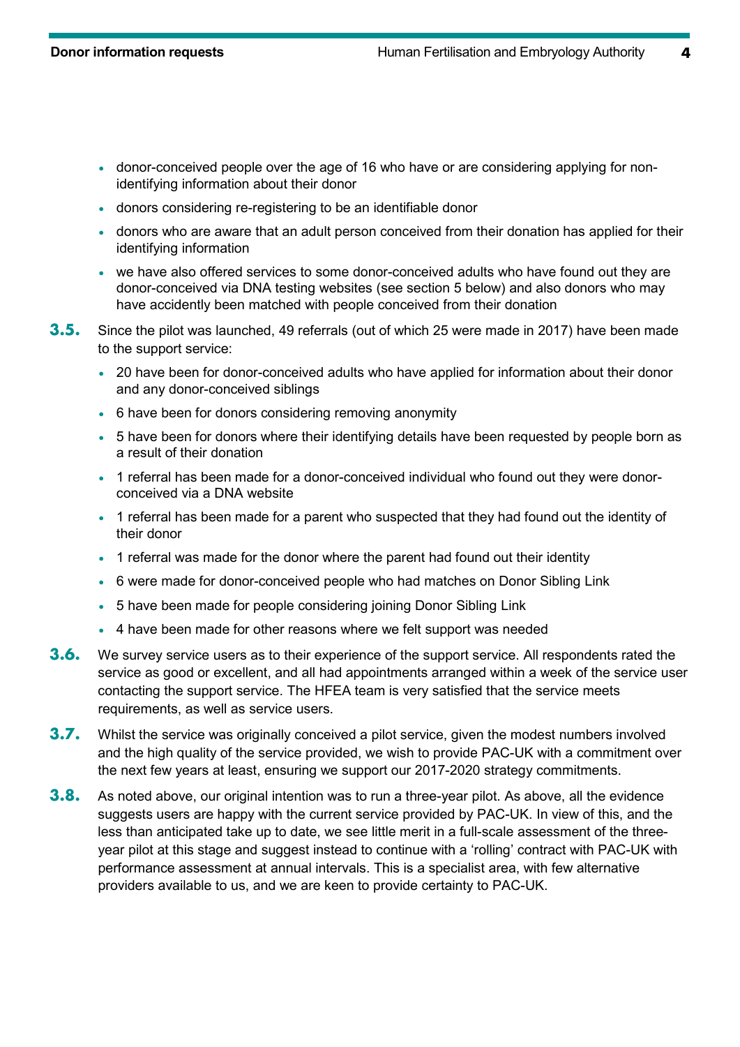- donor-conceived people over the age of 16 who have or are considering applying for non-identifying information about their donor
- donors considering re-registering to be an identifiable donor
- donors who are aware that an adult person conceived from their donation has applied for their identifying information
- we have also offered services to some donor-conceived adults who have found out they are donor-conceived via DNA testing websites (see section 5 below) and also donors who may have accidently been matched with people conceived from their donation

**3.5.** Since the pilot was launched, 49 referrals (out of which 25 were made in 2017) have been made to the support service:

- 20 have been for donor-conceived adults who have applied for information about their donor and any donor-conceived siblings
- 6 have been for donors considering removing anonymity
- 5 have been for donors where their identifying details have been requested by people born as a result of their donation
- 1 referral has been made for a donor-conceived individual who found out they were donor-conceived via a DNA website
- 1 referral has been made for a parent who suspected that they had found out the identity of their donor
- 1 referral was made for the donor where the parent had found out their identity
- 6 were made for donor-conceived people who had matches on Donor Sibling Link
- 5 have been made for people considering joining Donor Sibling Link
- 4 have been made for other reasons where we felt support was needed

**3.6.** We survey service users as to their experience of the support service. All respondents rated the service as good or excellent, and all had appointments arranged within a week of the service user contacting the support service. The HFEA team is very satisfied that the service meets requirements, as well as service users.

**3.7.** Whilst the service was originally conceived a pilot service, given the modest numbers involved and the high quality of the service provided, we wish to provide PAC-UK with a commitment over the next few years at least, ensuring we support our 2017-2020 strategy commitments.

**3.8.** As noted above, our original intention was to run a three-year pilot. As above, all the evidence suggests users are happy with the current service provided by PAC-UK. In view of this, and the less than anticipated take up to date, we see little merit in a full-scale assessment of the three-year pilot at this stage and suggest instead to continue with a 'rolling' contract with PAC-UK with performance assessment at annual intervals. This is a specialist area, with few alternative providers available to us, and we are keen to provide certainty to PAC-UK.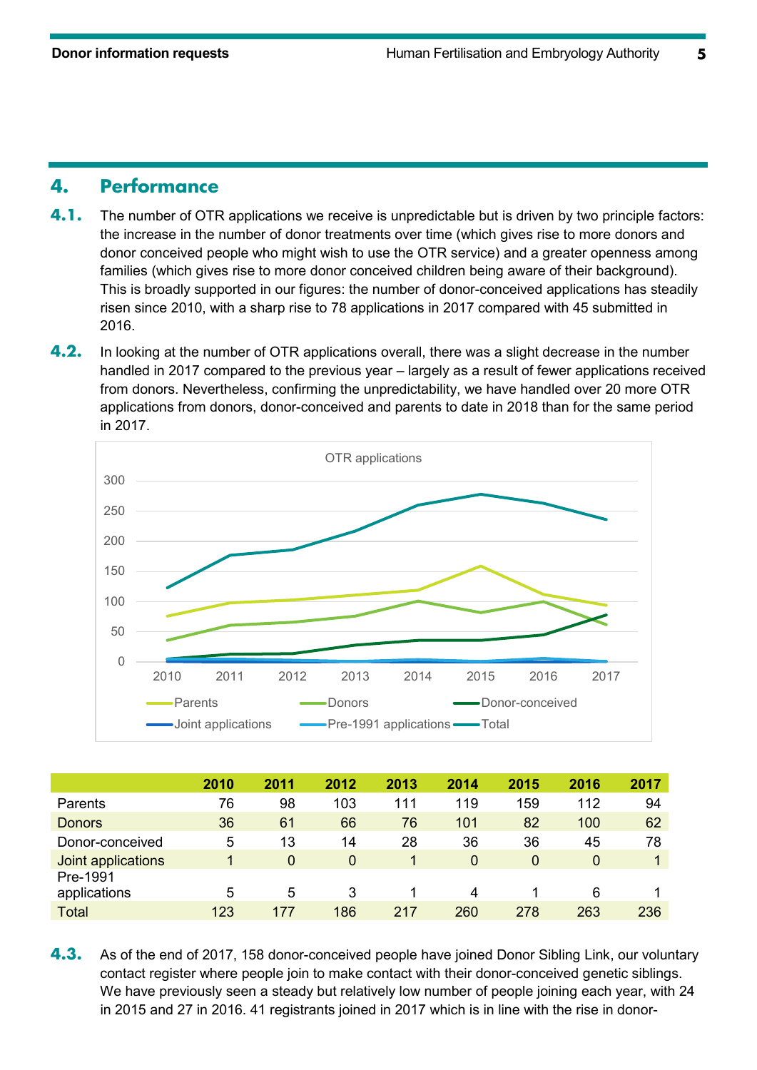## 4. Performance

**4.1.** The number of OTR applications we receive is unpredictable but is driven by two principle factors: the increase in the number of donor treatments over time (which gives rise to more donors and donor conceived people who might wish to use the OTR service) and a greater openness among families (which gives rise to more donor conceived children being aware of their background). This is broadly supported in our figures: the number of donor-conceived applications has steadily risen since 2010, with a sharp rise to 78 applications in 2017 compared with 45 submitted in 2016.

**4.2.** In looking at the number of OTR applications overall, there was a slight decrease in the number handled in 2017 compared to the previous year – largely as a result of fewer applications received from donors. Nevertheless, confirming the unpredictability, we have handled over 20 more OTR applications from donors, donor-conceived and parents to date in 2018 than for the same period in 2017.

OTR applications

| | 2010 | 2011 | 2012 | 2013 | 2014 | 2015 | 2016 | 2017 |
|---|---|---|---|---|---|---|---|---|
| Parents | 76 | 98 | 103 | 111 | 119 | 159 | 112 | 94 |
| Donors | 36 | 61 | 66 | 76 | 101 | 82 | 100 | 62 |
| Donor-conceived | 5 | 13 | 14 | 28 | 36 | 36 | 45 | 78 |
| Joint applications | 1 | 0 | 0 | 1 | 0 | 0 | 0 | 1 |
| Pre-1991 applications | 5 | 5 | 3 | 1 | 4 | 1 | 6 | 1 |
| Total | 123 | 177 | 186 | 217 | 260 | 278 | 263 | 236 |

**4.3.** As of the end of 2017, 158 donor-conceived people have joined Donor Sibling Link, our voluntary contact register where people join to make contact with their donor-conceived genetic siblings. We have previously seen a steady but relatively low number of people joining each year, with 24 in 2015 and 27 in 2016. 41 registrants joined in 2017 which is in line with the rise in donor-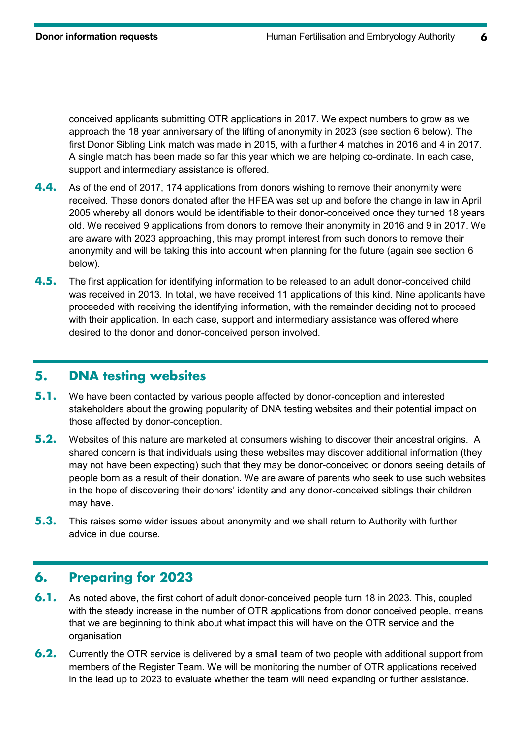conceived applicants submitting OTR applications in 2017. We expect numbers to grow as we approach the 18 year anniversary of the lifting of anonymity in 2023 (see section 6 below). The first Donor Sibling Link match was made in 2015, with a further 4 matches in 2016 and 4 in 2017. A single match has been made so far this year which we are helping co-ordinate. In each case, support and intermediary assistance is offered.

**4.4.** As of the end of 2017, 174 applications from donors wishing to remove their anonymity were received. These donors donated after the HFEA was set up and before the change in law in April 2005 whereby all donors would be identifiable to their donor-conceived once they turned 18 years old. We received 9 applications from donors to remove their anonymity in 2016 and 9 in 2017. We are aware with 2023 approaching, this may prompt interest from such donors to remove their anonymity and will be taking this into account when planning for the future (again see section 6 below).

**4.5.** The first application for identifying information to be released to an adult donor-conceived child was received in 2013. In total, we have received 11 applications of this kind. Nine applicants have proceeded with receiving the identifying information, with the remainder deciding not to proceed with their application. In each case, support and intermediary assistance was offered where desired to the donor and donor-conceived person involved.

## 5. DNA testing websites

**5.1.** We have been contacted by various people affected by donor-conception and interested stakeholders about the growing popularity of DNA testing websites and their potential impact on those affected by donor-conception.

**5.2.** Websites of this nature are marketed at consumers wishing to discover their ancestral origins. A shared concern is that individuals using these websites may discover additional information (they may not have been expecting) such that they may be donor-conceived or donors seeing details of people born as a result of their donation. We are aware of parents who seek to use such websites in the hope of discovering their donors' identity and any donor-conceived siblings their children may have.

**5.3.** This raises some wider issues about anonymity and we shall return to Authority with further advice in due course.

## 6. Preparing for 2023

**6.1.** As noted above, the first cohort of adult donor-conceived people turn 18 in 2023. This, coupled with the steady increase in the number of OTR applications from donor conceived people, means that we are beginning to think about what impact this will have on the OTR service and the organisation.

**6.2.** Currently the OTR service is delivered by a small team of two people with additional support from members of the Register Team. We will be monitoring the number of OTR applications received in the lead up to 2023 to evaluate whether the team will need expanding or further assistance.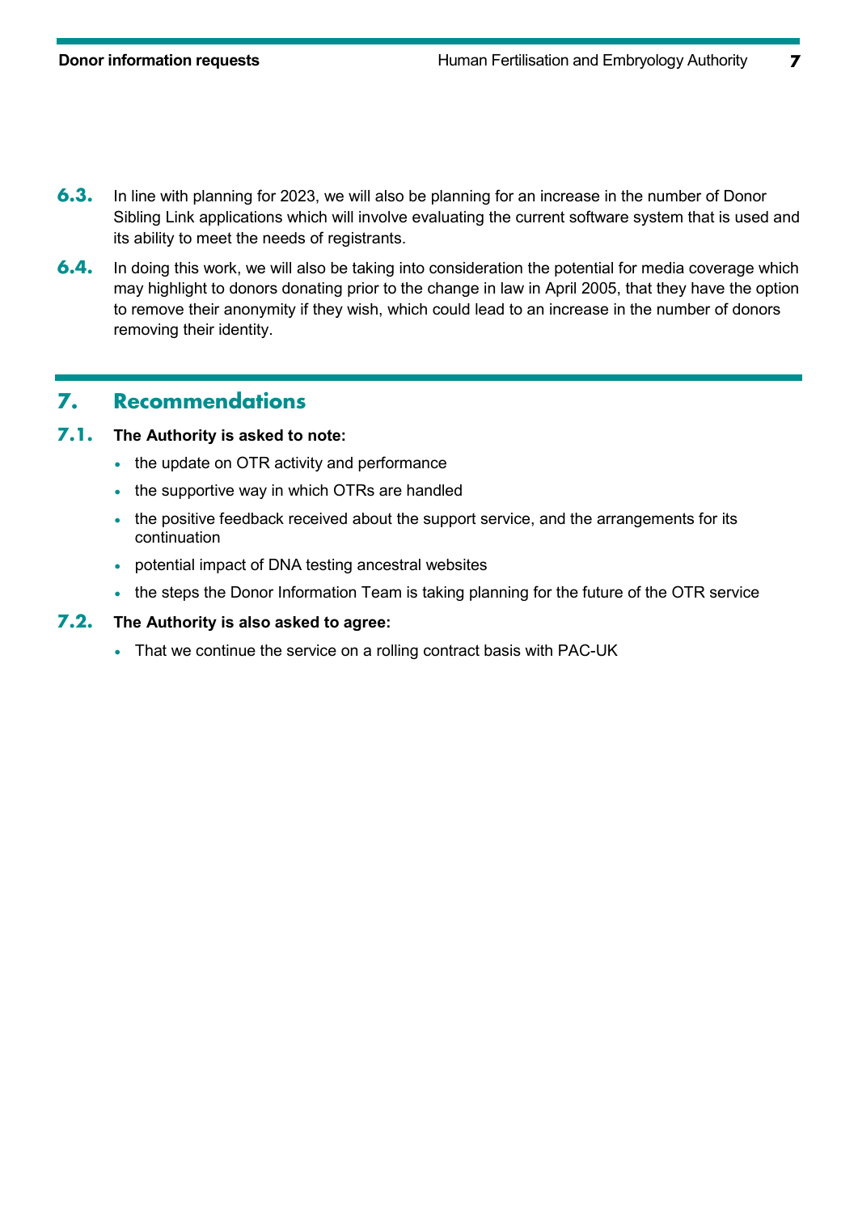**6.3.** In line with planning for 2023, we will also be planning for an increase in the number of Donor Sibling Link applications which will involve evaluating the current software system that is used and its ability to meet the needs of registrants.

**6.4.** In doing this work, we will also be taking into consideration the potential for media coverage which may highlight to donors donating prior to the change in law in April 2005, that they have the option to remove their anonymity if they wish, which could lead to an increase in the number of donors removing their identity.

## 7. Recommendations

**7.1. The Authority is asked to note:**

- the update on OTR activity and performance
- the supportive way in which OTRs are handled
- the positive feedback received about the support service, and the arrangements for its continuation
- potential impact of DNA testing ancestral websites
- the steps the Donor Information Team is taking planning for the future of the OTR service

**7.2. The Authority is also asked to agree:**

- That we continue the service on a rolling contract basis with PAC-UK